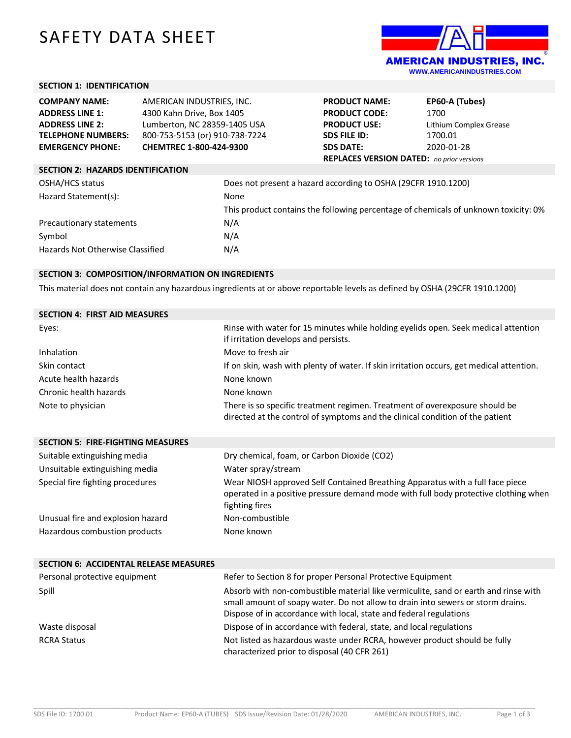# SAFETY DATA SHEET

**AMERICAN INDUSTRIES, INC.**
WWW.AMERICANINDUSTRIES.COM

## SECTION 1: IDENTIFICATION

| | | | |
|---|---|---|---|
| **COMPANY NAME:** | AMERICAN INDUSTRIES, INC. | **PRODUCT NAME:** | **EP60-A (Tubes)** |
| **ADDRESS LINE 1:** | 4300 Kahn Drive, Box 1405 | **PRODUCT CODE:** | 1700 |
| **ADDRESS LINE 2:** | Lumberton, NC 28359-1405 USA | **PRODUCT USE:** | Lithium Complex Grease |
| **TELEPHONE NUMBERS:** | 800-753-5153 (or) 910-738-7224 | **SDS FILE ID:** | 1700.01 |
| **EMERGENCY PHONE:** | **CHEMTREC 1-800-424-9300** | **SDS DATE:** | 2020-01-28 |
| | | **REPLACES VERSION DATED:** | *no prior versions* |

## SECTION 2: HAZARDS IDENTIFICATION

| | |
|---|---|
| OSHA/HCS status | Does not present a hazard according to OSHA (29CFR 1910.1200) |
| Hazard Statement(s): | None |
| | This product contains the following percentage of chemicals of unknown toxicity: 0% |
| Precautionary statements | N/A |
| Symbol | N/A |
| Hazards Not Otherwise Classified | N/A |

## SECTION 3: COMPOSITION/INFORMATION ON INGREDIENTS

This material does not contain any hazardous ingredients at or above reportable levels as defined by OSHA (29CFR 1910.1200)

## SECTION 4: FIRST AID MEASURES

| | |
|---|---|
| Eyes: | Rinse with water for 15 minutes while holding eyelids open. Seek medical attention if irritation develops and persists. |
| Inhalation | Move to fresh air |
| Skin contact | If on skin, wash with plenty of water. If skin irritation occurs, get medical attention. |
| Acute health hazards | None known |
| Chronic health hazards | None known |
| Note to physician | There is so specific treatment regimen. Treatment of overexposure should be directed at the control of symptoms and the clinical condition of the patient |

## SECTION 5: FIRE-FIGHTING MEASURES

| | |
|---|---|
| Suitable extinguishing media | Dry chemical, foam, or Carbon Dioxide ($CO_2$) |
| Unsuitable extinguishing media | Water spray/stream |
| Special fire fighting procedures | Wear NIOSH approved Self Contained Breathing Apparatus with a full face piece operated in a positive pressure demand mode with full body protective clothing when fighting fires |
| Unusual fire and explosion hazard | Non-combustible |
| Hazardous combustion products | None known |

## SECTION 6: ACCIDENTAL RELEASE MEASURES

| | |
|---|---|
| Personal protective equipment | Refer to Section 8 for proper Personal Protective Equipment |
| Spill | Absorb with non-combustible material like vermiculite, sand or earth and rinse with small amount of soapy water. Do not allow to drain into sewers or storm drains. Dispose of in accordance with local, state and federal regulations |
| Waste disposal | Dispose of in accordance with federal, state, and local regulations |
| RCRA Status | Not listed as hazardous waste under RCRA, however product should be fully characterized prior to disposal (40 CFR 261) |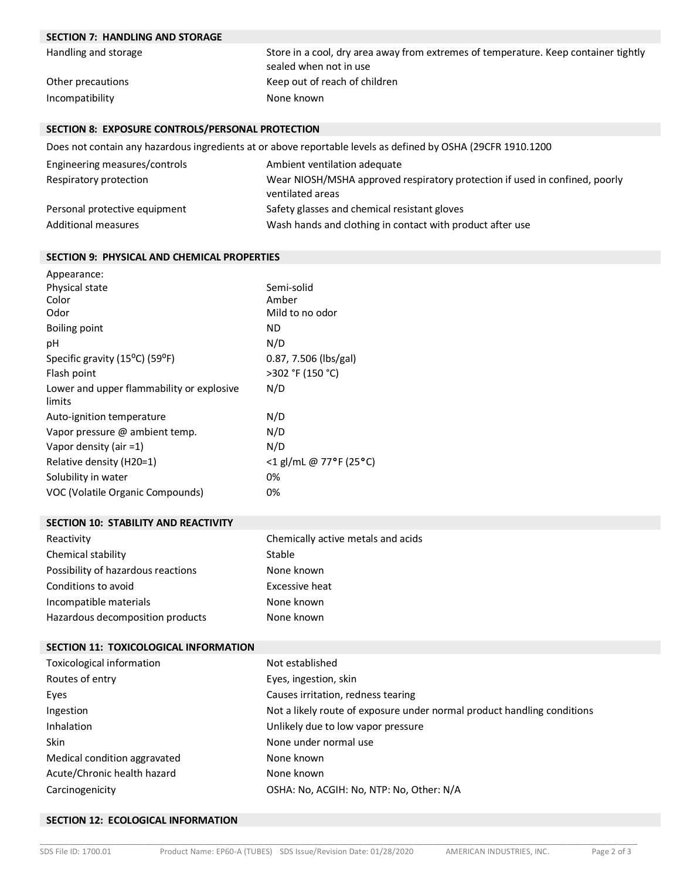## SECTION 7: HANDLING AND STORAGE

| | |
|---|---|
| Handling and storage | Store in a cool, dry area away from extremes of temperature. Keep container tightly sealed when not in use |
| Other precautions | Keep out of reach of children |
| Incompatibility | None known |

## SECTION 8: EXPOSURE CONTROLS/PERSONAL PROTECTION

Does not contain any hazardous ingredients at or above reportable levels as defined by OSHA (29CFR 1910.1200

| | |
|---|---|
| Engineering measures/controls | Ambient ventilation adequate |
| Respiratory protection | Wear NIOSH/MSHA approved respiratory protection if used in confined, poorly ventilated areas |
| Personal protective equipment | Safety glasses and chemical resistant gloves |
| Additional measures | Wash hands and clothing in contact with product after use |

## SECTION 9: PHYSICAL AND CHEMICAL PROPERTIES

| | |
|---|---|
| Appearance: | |
| Physical state | Semi-solid |
| Color | Amber |
| Odor | Mild to no odor |
| Boiling point | ND |
| pH | N/D |
| Specific gravity (15$^{o}$C) (59$^{o}$F) | 0.87, 7.506 (lbs/gal) |
| Flash point | >302 °F (150 °C) |
| Lower and upper flammability or explosive limits | N/D |
| Auto-ignition temperature | N/D |
| Vapor pressure @ ambient temp. | N/D |
| Vapor density (air =1) | N/D |
| Relative density (H20=1) | <1 gl/mL @ 77°F (25°C) |
| Solubility in water | 0% |
| VOC (Volatile Organic Compounds) | 0% |

## SECTION 10: STABILITY AND REACTIVITY

| | |
|---|---|
| Reactivity | Chemically active metals and acids |
| Chemical stability | Stable |
| Possibility of hazardous reactions | None known |
| Conditions to avoid | Excessive heat |
| Incompatible materials | None known |
| Hazardous decomposition products | None known |

## SECTION 11: TOXICOLOGICAL INFORMATION

| | |
|---|---|
| Toxicological information | Not established |
| Routes of entry | Eyes, ingestion, skin |
| Eyes | Causes irritation, redness tearing |
| Ingestion | Not a likely route of exposure under normal product handling conditions |
| Inhalation | Unlikely due to low vapor pressure |
| Skin | None under normal use |
| Medical condition aggravated | None known |
| Acute/Chronic health hazard | None known |
| Carcinogenicity | OSHA: No, ACGIH: No, NTP: No, Other: N/A |

## SECTION 12: ECOLOGICAL INFORMATION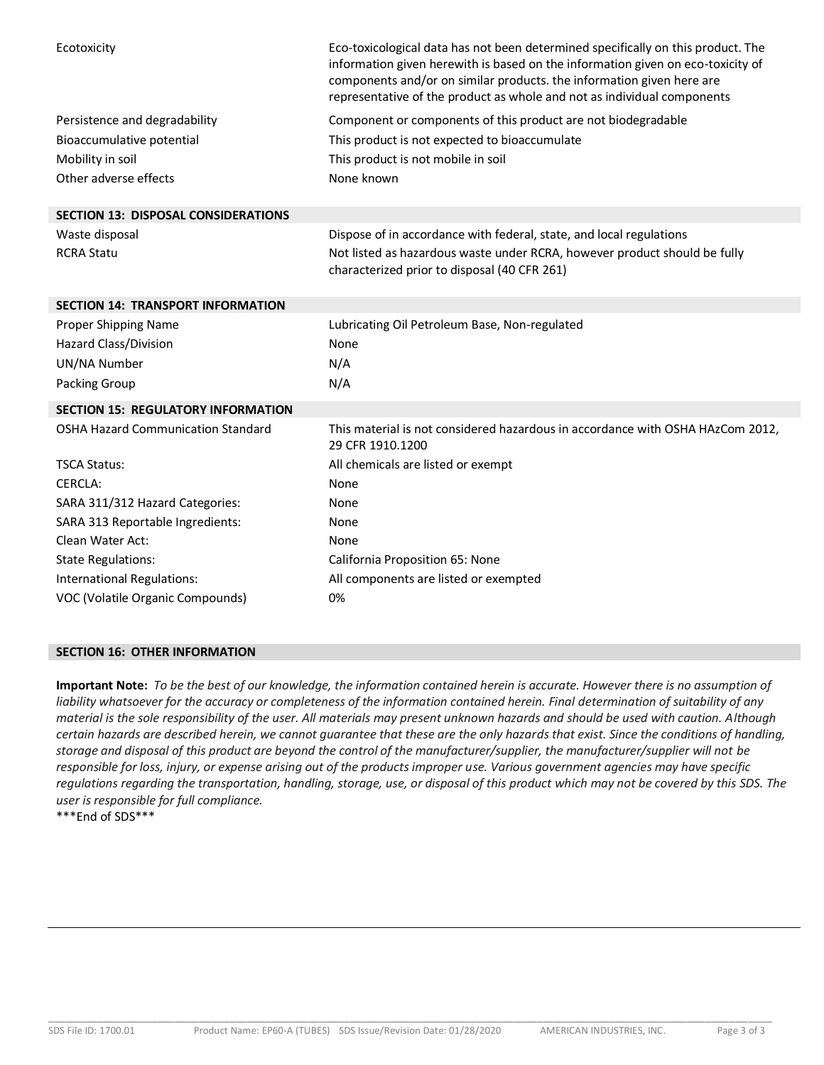| | |
|---|---|
| Ecotoxicity | Eco-toxicological data has not been determined specifically on this product. The information given herewith is based on the information given on eco-toxicity of components and/or on similar products. the information given here are representative of the product as whole and not as individual components |
| Persistence and degradability | Component or components of this product are not biodegradable |
| Bioaccumulative potential | This product is not expected to bioaccumulate |
| Mobility in soil | This product is not mobile in soil |
| Other adverse effects | None known |

## SECTION 13: DISPOSAL CONSIDERATIONS

| | |
|---|---|
| Waste disposal | Dispose of in accordance with federal, state, and local regulations |
| RCRA Statu | Not listed as hazardous waste under RCRA, however product should be fully characterized prior to disposal (40 CFR 261) |

## SECTION 14: TRANSPORT INFORMATION

| | |
|---|---|
| Proper Shipping Name | Lubricating Oil Petroleum Base, Non-regulated |
| Hazard Class/Division | None |
| UN/NA Number | N/A |
| Packing Group | N/A |

## SECTION 15: REGULATORY INFORMATION

| | |
|---|---|
| OSHA Hazard Communication Standard | This material is not considered hazardous in accordance with OSHA HAzCom 2012, 29 CFR 1910.1200 |
| TSCA Status: | All chemicals are listed or exempt |
| CERCLA: | None |
| SARA 311/312 Hazard Categories: | None |
| SARA 313 Reportable Ingredients: | None |
| Clean Water Act: | None |
| State Regulations: | California Proposition 65: None |
| International Regulations: | All components are listed or exempted |
| VOC (Volatile Organic Compounds) | 0% |

## SECTION 16: OTHER INFORMATION

**Important Note:** *To be the best of our knowledge, the information contained herein is accurate. However there is no assumption of liability whatsoever for the accuracy or completeness of the information contained herein. Final determination of suitability of any material is the sole responsibility of the user. All materials may present unknown hazards and should be used with caution. Although certain hazards are described herein, we cannot guarantee that these are the only hazards that exist. Since the conditions of handling, storage and disposal of this product are beyond the control of the manufacturer/supplier, the manufacturer/supplier will not be responsible for loss, injury, or expense arising out of the products improper use. Various government agencies may have specific regulations regarding the transportation, handling, storage, use, or disposal of this product which may not be covered by this SDS. The user is responsible for full compliance.*

***End of SDS***